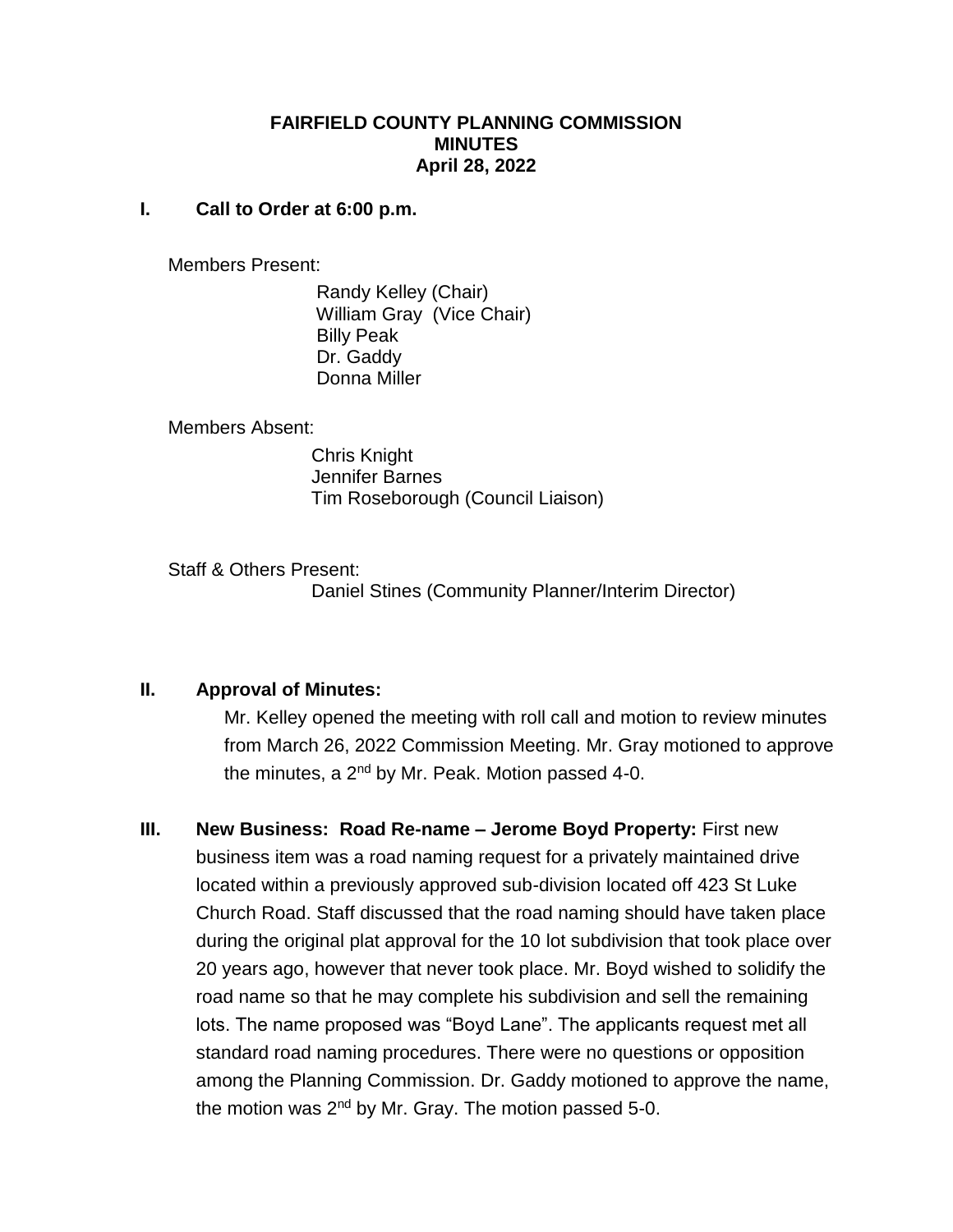# FAIRFIELD COUNTY PLANNING COMMISSION
## MINUTES
### April 28, 2022

**I. Call to Order at 6:00 p.m.**

Members Present:

Randy Kelley (Chair)
William Gray (Vice Chair)
Billy Peak
Dr. Gaddy
Donna Miller

Members Absent:

Chris Knight
Jennifer Barnes
Tim Roseborough (Council Liaison)

Staff & Others Present:

Daniel Stines (Community Planner/Interim Director)

**II. Approval of Minutes:**

Mr. Kelley opened the meeting with roll call and motion to review minutes from March 26, 2022 Commission Meeting. Mr. Gray motioned to approve the minutes, a 2nd by Mr. Peak. Motion passed 4-0.

**III. New Business: Road Re-name – Jerome Boyd Property:** First new business item was a road naming request for a privately maintained drive located within a previously approved sub-division located off 423 St Luke Church Road. Staff discussed that the road naming should have taken place during the original plat approval for the 10 lot subdivision that took place over 20 years ago, however that never took place. Mr. Boyd wished to solidify the road name so that he may complete his subdivision and sell the remaining lots. The name proposed was "Boyd Lane". The applicants request met all standard road naming procedures. There were no questions or opposition among the Planning Commission. Dr. Gaddy motioned to approve the name, the motion was 2nd by Mr. Gray. The motion passed 5-0.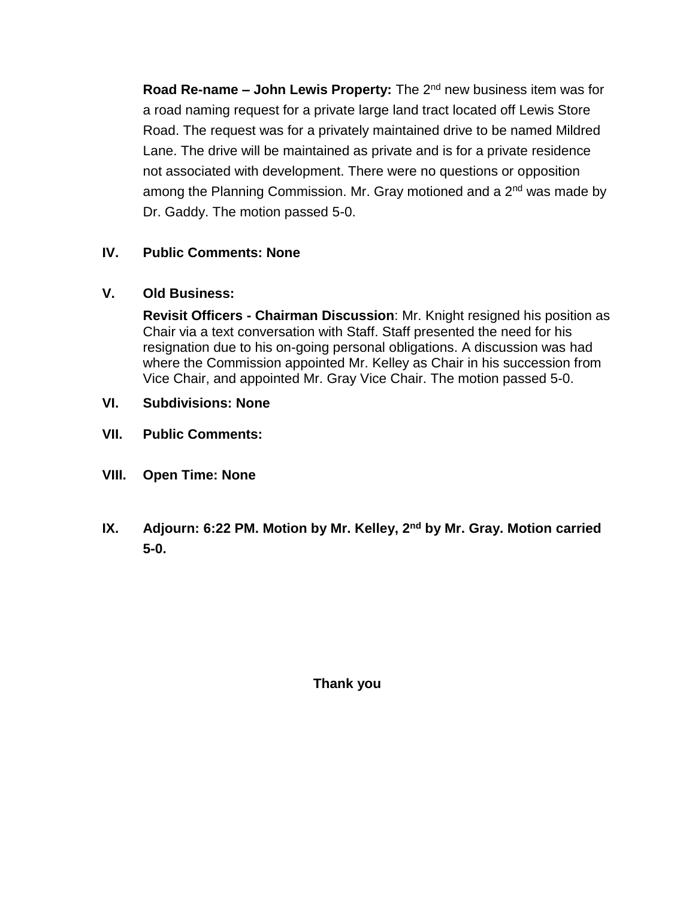**Road Re-name – John Lewis Property:** The 2nd new business item was for a road naming request for a private large land tract located off Lewis Store Road. The request was for a privately maintained drive to be named Mildred Lane. The drive will be maintained as private and is for a private residence not associated with development. There were no questions or opposition among the Planning Commission. Mr. Gray motioned and a 2nd was made by Dr. Gaddy. The motion passed 5-0.

**IV. Public Comments: None**

**V. Old Business:**

**Revisit Officers - Chairman Discussion**: Mr. Knight resigned his position as Chair via a text conversation with Staff. Staff presented the need for his resignation due to his on-going personal obligations. A discussion was had where the Commission appointed Mr. Kelley as Chair in his succession from Vice Chair, and appointed Mr. Gray Vice Chair. The motion passed 5-0.

**VI. Subdivisions: None**

**VII. Public Comments:**

**VIII. Open Time: None**

**IX. Adjourn: 6:22 PM. Motion by Mr. Kelley, 2nd by Mr. Gray. Motion carried 5-0.**

**Thank you**